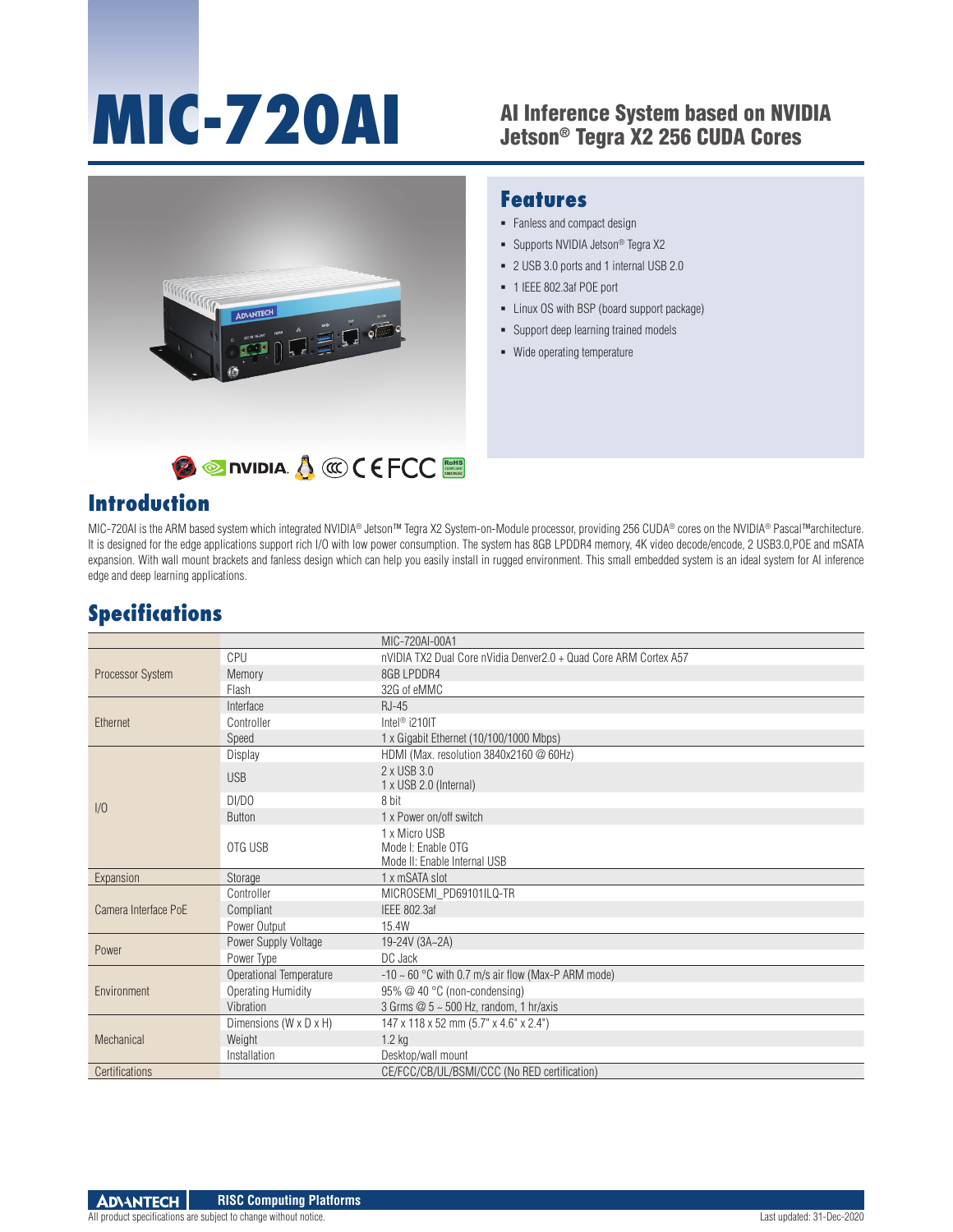# MIC-720AI

## AI Inference System based on NVIDIA Jetson® Tegra X2 256 CUDA Cores

## Features

- Fanless and compact design
- Supports NVIDIA Jetson® Tegra X2
- 2 USB 3.0 ports and 1 internal USB 2.0
- 1 IEEE 802.3af POE port
- Linux OS with BSP (board support package)
- Support deep learning trained models
- Wide operating temperature

## Introduction

MIC-720AI is the ARM based system which integrated NVIDIA® Jetson™ Tegra X2 System-on-Module processor, providing 256 CUDA® cores on the NVIDIA® Pascal™architecture. It is designed for the edge applications support rich I/O with low power consumption. The system has 8GB LPDDR4 memory, 4K video decode/encode, 2 USB3.0,POE and mSATA expansion. With wall mount brackets and fanless design which can help you easily install in rugged environment. This small embedded system is an ideal system for AI inference edge and deep learning applications.

## Specifications

| | | MIC-720AI-00A1 |
|---|---|---|
| Processor System | CPU | nVIDIA TX2 Dual Core nVidia Denver2.0 + Quad Core ARM Cortex A57 |
| | Memory | 8GB LPDDR4 |
| | Flash | 32G of eMMC |
| Ethernet | Interface | RJ-45 |
| | Controller | Intel® i210IT |
| | Speed | 1 x Gigabit Ethernet (10/100/1000 Mbps) |
| I/O | Display | HDMI (Max. resolution 3840x2160 @ 60Hz) |
| | USB | 2 x USB 3.0<br>1 x USB 2.0 (Internal) |
| | DI/DO | 8 bit |
| | Button | 1 x Power on/off switch |
| | OTG USB | 1 x Micro USB<br>Mode I: Enable OTG<br>Mode II: Enable Internal USB |
| Expansion | Storage | 1 x mSATA slot |
| Camera Interface PoE | Controller | MICROSEMI_PD69101ILQ-TR |
| | Compliant | IEEE 802.3af |
| | Power Output | 15.4W |
| Power | Power Supply Voltage | 19-24V (3A~2A) |
| | Power Type | DC Jack |
| Environment | Operational Temperature | -10 ~ 60 °C with 0.7 m/s air flow (Max-P ARM mode) |
| | Operating Humidity | 95% @ 40 °C (non-condensing) |
| | Vibration | 3 Grms @ 5 ~ 500 Hz, random, 1 hr/axis |
| Mechanical | Dimensions (W x D x H) | 147 x 118 x 52 mm (5.7" x 4.6" x 2.4") |
| | Weight | 1.2 kg |
| | Installation | Desktop/wall mount |
| Certifications | | CE/FCC/CB/UL/BSMI/CCC (No RED certification) |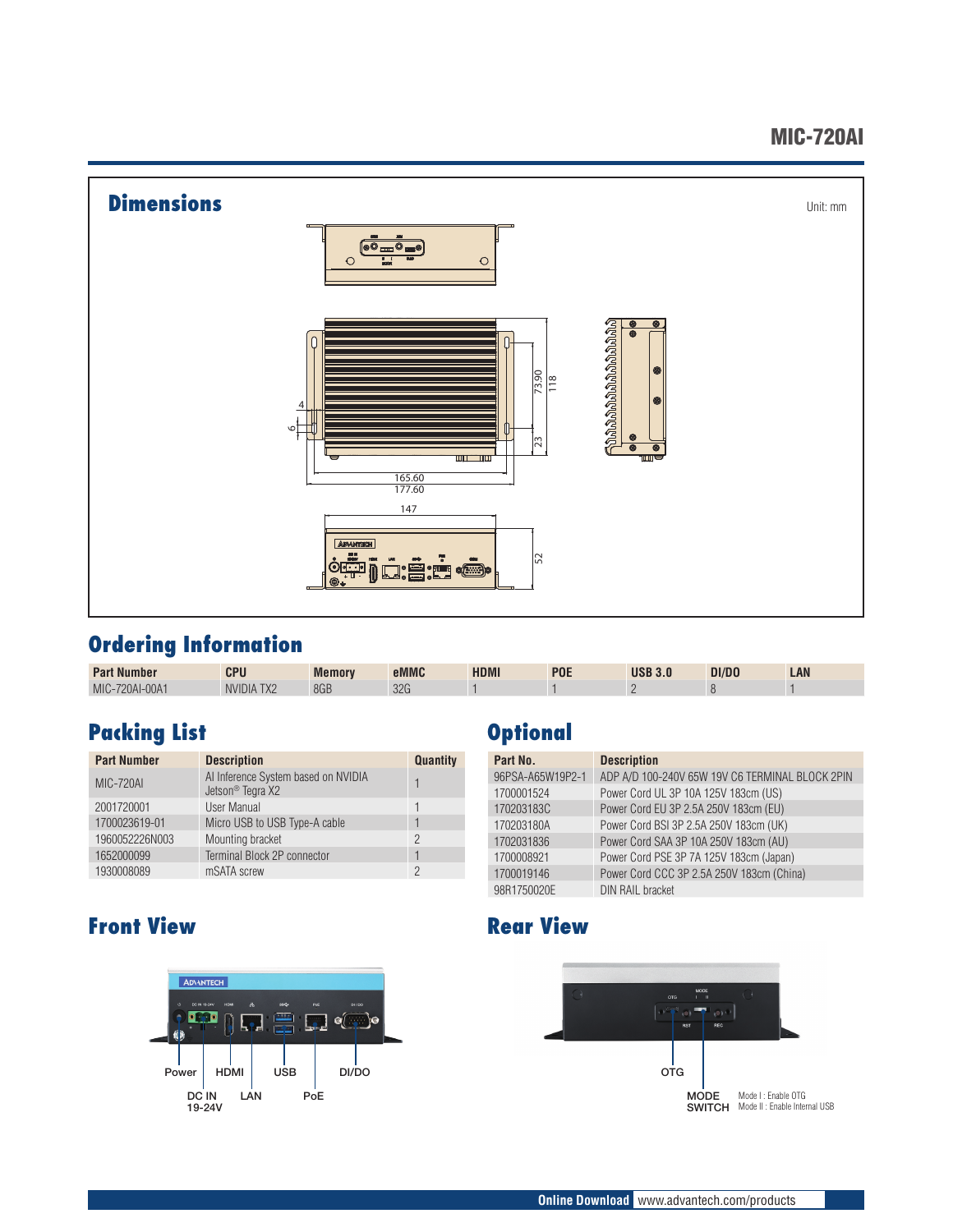## Dimensions

Unit: mm

73.90
118
4
6
23
165.60
177.60
147
52

## Ordering Information

| Part Number | CPU | Memory | eMMC | HDMI | POE | USB 3.0 | DI/DO | LAN |
|---|---|---|---|---|---|---|---|---|
| MIC-720AI-00A1 | NVIDIA TX2 | 8GB | 32G | 1 | 1 | 2 | 8 | 1 |

## Packing List

| Part Number | Description | Quantity |
|---|---|---|
| MIC-720AI | AI Inference System based on NVIDIA Jetson® Tegra X2 | 1 |
| 2001720001 | User Manual | 1 |
| 1700023619-01 | Micro USB to USB Type-A cable | 1 |
| 1960052226N003 | Mounting bracket | 2 |
| 1652000099 | Terminal Block 2P connector | 1 |
| 1930008089 | mSATA screw | 2 |

## Optional

| Part No. | Description |
|---|---|
| 96PSA-A65W19P2-1 | ADP A/D 100-240V 65W 19V C6 TERMINAL BLOCK 2PIN |
| 1700001524 | Power Cord UL 3P 10A 125V 183cm (US) |
| 170203183C | Power Cord EU 3P 2.5A 250V 183cm (EU) |
| 170203180A | Power Cord BSI 3P 2.5A 250V 183cm (UK) |
| 1702031836 | Power Cord SAA 3P 10A 250V 183cm (AU) |
| 1700008921 | Power Cord PSE 3P 7A 125V 183cm (Japan) |
| 1700019146 | Power Cord CCC 3P 2.5A 250V 183cm (China) |
| 98R1750020E | DIN RAIL bracket |

## Front View

Power
HDMI
USB
DI/DO
DC IN 19-24V
LAN
PoE

## Rear View

OTG
MODE SWITCH
Mode I : Enable OTG
Mode II : Enable Internal USB

**Online Download** www.advantech.com/products